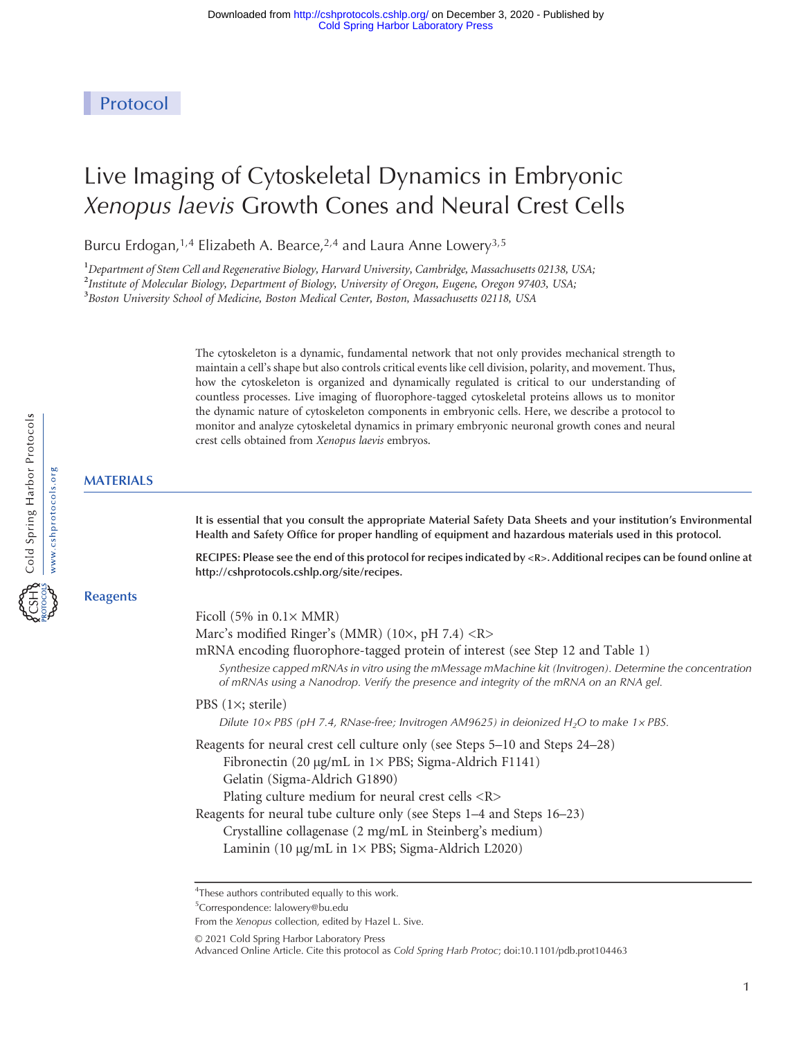Protocol

# Live Imaging of Cytoskeletal Dynamics in Embryonic *Xenopus laevis* Growth Cones and Neural Crest Cells

Burcu Erdogan,[1,4] Elizabeth A. Bearce,[2,4] and Laura Anne Lowery[3,5]

[1]*Department of Stem Cell and Regenerative Biology, Harvard University, Cambridge, Massachusetts 02138, USA;*
[2]*Institute of Molecular Biology, Department of Biology, University of Oregon, Eugene, Oregon 97403, USA;*
[3]*Boston University School of Medicine, Boston Medical Center, Boston, Massachusetts 02118, USA*

The cytoskeleton is a dynamic, fundamental network that not only provides mechanical strength to maintain a cell's shape but also controls critical events like cell division, polarity, and movement. Thus, how the cytoskeleton is organized and dynamically regulated is critical to our understanding of countless processes. Live imaging of fluorophore-tagged cytoskeletal proteins allows us to monitor the dynamic nature of cytoskeleton components in embryonic cells. Here, we describe a protocol to monitor and analyze cytoskeletal dynamics in primary embryonic neuronal growth cones and neural crest cells obtained from *Xenopus laevis* embryos.

## MATERIALS

**It is essential that you consult the appropriate Material Safety Data Sheets and your institution's Environmental Health and Safety Office for proper handling of equipment and hazardous materials used in this protocol.**

**RECIPES: Please see the end of this protocol for recipes indicated by <R>. Additional recipes can be found online at http://cshprotocols.cshlp.org/site/recipes.**

### Reagents

Ficoll (5% in 0.1× MMR)

Marc's modified Ringer's (MMR) (10×, pH 7.4) <R>

mRNA encoding fluorophore-tagged protein of interest (see Step 12 and Table 1)

*Synthesize capped mRNAs in vitro using the mMessage mMachine kit (Invitrogen). Determine the concentration of mRNAs using a Nanodrop. Verify the presence and integrity of the mRNA on an RNA gel.*

PBS (1×; sterile)

*Dilute 10× PBS (pH 7.4, RNase-free; Invitrogen AM9625) in deionized $H_2O$ to make 1× PBS.*

Reagents for neural crest cell culture only (see Steps 5–10 and Steps 24–28)

- Fibronectin (20 µg/mL in 1× PBS; Sigma-Aldrich F1141)
- Gelatin (Sigma-Aldrich G1890)
- Plating culture medium for neural crest cells <R>

Reagents for neural tube culture only (see Steps 1–4 and Steps 16–23)

- Crystalline collagenase (2 mg/mL in Steinberg's medium)
- Laminin (10 µg/mL in 1× PBS; Sigma-Aldrich L2020)

---

[4]These authors contributed equally to this work.

[5]Correspondence: lalowery@bu.edu

From the *Xenopus* collection, edited by Hazel L. Sive.

© 2021 Cold Spring Harbor Laboratory Press

Advanced Online Article. Cite this protocol as *Cold Spring Harb Protoc*; doi:10.1101/pdb.prot104463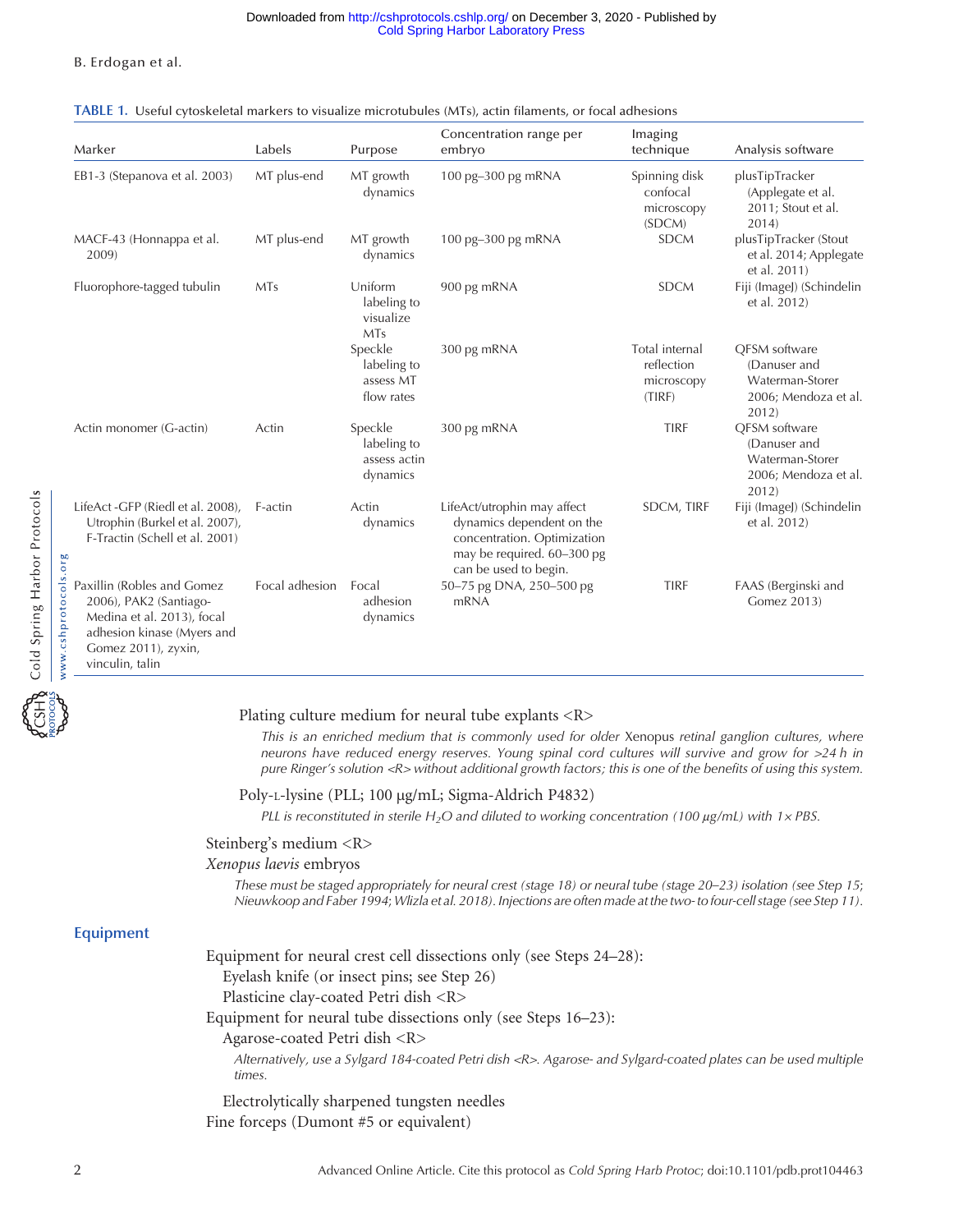**TABLE 1.** Useful cytoskeletal markers to visualize microtubules (MTs), actin filaments, or focal adhesions

| Marker | Labels | Purpose | Concentration range per embryo | Imaging technique | Analysis software |
|---|---|---|---|---|---|
| EB1-3 (Stepanova et al. 2003) | MT plus-end | MT growth dynamics | 100 pg–300 pg mRNA | Spinning disk confocal microscopy (SDCM) | plusTipTracker (Applegate et al. 2011; Stout et al. 2014) |
| MACF-43 (Honnappa et al. 2009) | MT plus-end | MT growth dynamics | 100 pg–300 pg mRNA | SDCM | plusTipTracker (Stout et al. 2014; Applegate et al. 2011) |
| Fluorophore-tagged tubulin | MTs | Uniform labeling to visualize MTs | 900 pg mRNA | SDCM | Fiji (ImageJ) (Schindelin et al. 2012) |
| | | Speckle labeling to assess MT flow rates | 300 pg mRNA | Total internal reflection microscopy (TIRF) | QFSM software (Danuser and Waterman-Storer 2006; Mendoza et al. 2012) |
| Actin monomer (G-actin) | Actin | Speckle labeling to assess actin dynamics | 300 pg mRNA | TIRF | QFSM software (Danuser and Waterman-Storer 2006; Mendoza et al. 2012) |
| LifeAct -GFP (Riedl et al. 2008), Utrophin (Burkel et al. 2007), F-Tractin (Schell et al. 2001) | F-actin | Actin dynamics | LifeAct/utrophin may affect dynamics dependent on the concentration. Optimization may be required. 60–300 pg can be used to begin. | SDCM, TIRF | Fiji (ImageJ) (Schindelin et al. 2012) |
| Paxillin (Robles and Gomez 2006), PAK2 (Santiago-Medina et al. 2013), focal adhesion kinase (Myers and Gomez 2011), zyxin, vinculin, talin | Focal adhesion | Focal adhesion dynamics | 50–75 pg DNA, 250–500 pg mRNA | TIRF | FAAS (Berginski and Gomez 2013) |

Plating culture medium for neural tube explants <R>

*This is an enriched medium that is commonly used for older* Xenopus *retinal ganglion cultures, where neurons have reduced energy reserves. Young spinal cord cultures will survive and grow for >24 h in pure Ringer's solution <R> without additional growth factors; this is one of the benefits of using this system.*

Poly-L-lysine (PLL; 100 µg/mL; Sigma-Aldrich P4832)

*PLL is reconstituted in sterile $H_2O$ and diluted to working concentration (100 µg/mL) with 1× PBS.*

Steinberg's medium <R>

*Xenopus laevis* embryos

*These must be staged appropriately for neural crest (stage 18) or neural tube (stage 20–23) isolation (see Step 15; Nieuwkoop and Faber 1994; Wlizla et al. 2018). Injections are often made at the two- to four-cell stage (see Step 11).*

## Equipment

Equipment for neural crest cell dissections only (see Steps 24–28):

- Eyelash knife (or insect pins; see Step 26)
- Plasticine clay-coated Petri dish <R>

Equipment for neural tube dissections only (see Steps 16–23):

- Agarose-coated Petri dish <R>

  *Alternatively, use a Sylgard 184-coated Petri dish <R>. Agarose- and Sylgard-coated plates can be used multiple times.*

- Electrolytically sharpened tungsten needles

Fine forceps (Dumont #5 or equivalent)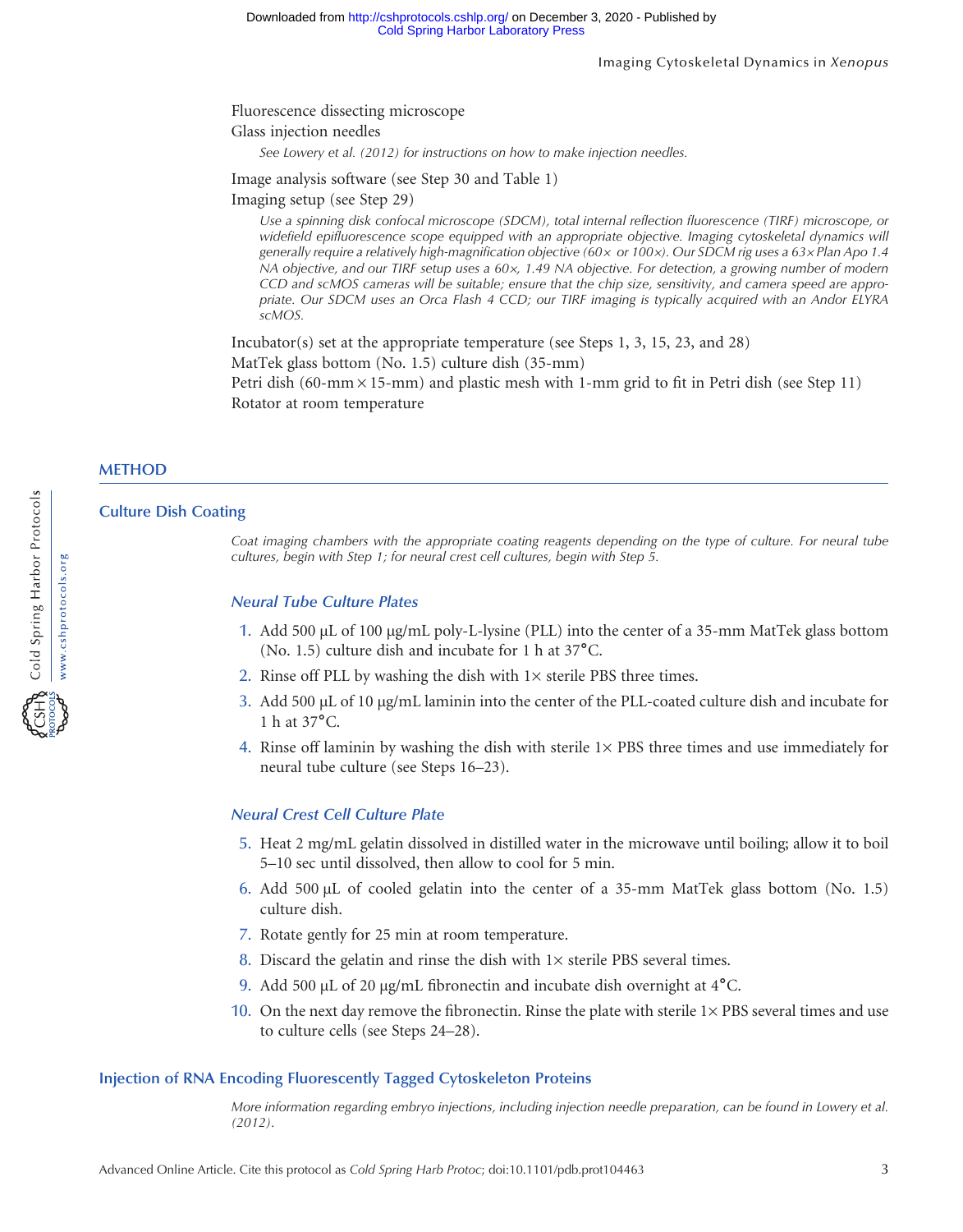Fluorescence dissecting microscope

Glass injection needles

*See Lowery et al. (2012) for instructions on how to make injection needles.*

Image analysis software (see Step 30 and Table 1)

Imaging setup (see Step 29)

*Use a spinning disk confocal microscope (SDCM), total internal reflection fluorescence (TIRF) microscope, or widefield epifluorescence scope equipped with an appropriate objective. Imaging cytoskeletal dynamics will generally require a relatively high-magnification objective (60× or 100×). Our SDCM rig uses a 63× Plan Apo 1.4 NA objective, and our TIRF setup uses a 60×, 1.49 NA objective. For detection, a growing number of modern CCD and scMOS cameras will be suitable; ensure that the chip size, sensitivity, and camera speed are appropriate. Our SDCM uses an Orca Flash 4 CCD; our TIRF imaging is typically acquired with an Andor ELYRA scMOS.*

Incubator(s) set at the appropriate temperature (see Steps 1, 3, 15, 23, and 28)

MatTek glass bottom (No. 1.5) culture dish (35-mm)

Petri dish (60-mm × 15-mm) and plastic mesh with 1-mm grid to fit in Petri dish (see Step 11)

Rotator at room temperature

## METHOD

### Culture Dish Coating

*Coat imaging chambers with the appropriate coating reagents depending on the type of culture. For neural tube cultures, begin with Step 1; for neural crest cell cultures, begin with Step 5.*

#### *Neural Tube Culture Plates*

1. Add 500 µL of 100 µg/mL poly-L-lysine (PLL) into the center of a 35-mm MatTek glass bottom (No. 1.5) culture dish and incubate for 1 h at 37°C.
2. Rinse off PLL by washing the dish with 1× sterile PBS three times.
3. Add 500 µL of 10 µg/mL laminin into the center of the PLL-coated culture dish and incubate for 1 h at 37°C.
4. Rinse off laminin by washing the dish with sterile 1× PBS three times and use immediately for neural tube culture (see Steps 16–23).

#### *Neural Crest Cell Culture Plate*

5. Heat 2 mg/mL gelatin dissolved in distilled water in the microwave until boiling; allow it to boil 5–10 sec until dissolved, then allow to cool for 5 min.
6. Add 500 µL of cooled gelatin into the center of a 35-mm MatTek glass bottom (No. 1.5) culture dish.
7. Rotate gently for 25 min at room temperature.
8. Discard the gelatin and rinse the dish with 1× sterile PBS several times.
9. Add 500 µL of 20 µg/mL fibronectin and incubate dish overnight at 4°C.
10. On the next day remove the fibronectin. Rinse the plate with sterile 1× PBS several times and use to culture cells (see Steps 24–28).

### Injection of RNA Encoding Fluorescently Tagged Cytoskeleton Proteins

*More information regarding embryo injections, including injection needle preparation, can be found in Lowery et al. (2012).*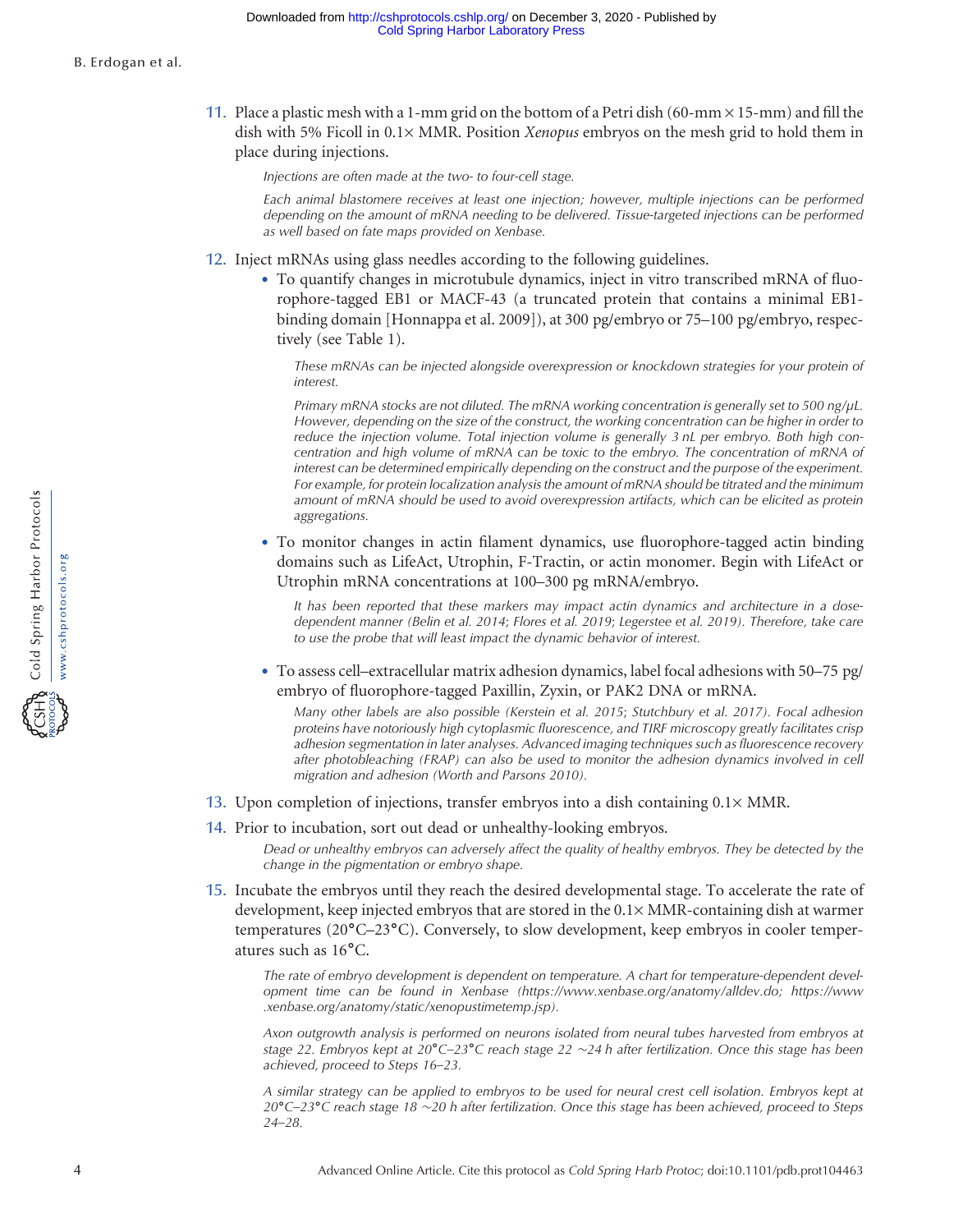11. Place a plastic mesh with a 1-mm grid on the bottom of a Petri dish (60-mm × 15-mm) and fill the dish with 5% Ficoll in 0.1× MMR. Position *Xenopus* embryos on the mesh grid to hold them in place during injections.

    *Injections are often made at the two- to four-cell stage.*

    *Each animal blastomere receives at least one injection; however, multiple injections can be performed depending on the amount of mRNA needing to be delivered. Tissue-targeted injections can be performed as well based on fate maps provided on Xenbase.*

12. Inject mRNAs using glass needles according to the following guidelines.
    - To quantify changes in microtubule dynamics, inject in vitro transcribed mRNA of fluorophore-tagged EB1 or MACF-43 (a truncated protein that contains a minimal EB1-binding domain [Honnappa et al. 2009]), at 300 pg/embryo or 75–100 pg/embryo, respectively (see Table 1).

      *These mRNAs can be injected alongside overexpression or knockdown strategies for your protein of interest.*

      *Primary mRNA stocks are not diluted. The mRNA working concentration is generally set to 500 ng/µL. However, depending on the size of the construct, the working concentration can be higher in order to reduce the injection volume. Total injection volume is generally 3 nL per embryo. Both high concentration and high volume of mRNA can be toxic to the embryo. The concentration of mRNA of interest can be determined empirically depending on the construct and the purpose of the experiment. For example, for protein localization analysis the amount of mRNA should be titrated and the minimum amount of mRNA should be used to avoid overexpression artifacts, which can be elicited as protein aggregations.*

    - To monitor changes in actin filament dynamics, use fluorophore-tagged actin binding domains such as LifeAct, Utrophin, F-Tractin, or actin monomer. Begin with LifeAct or Utrophin mRNA concentrations at 100–300 pg mRNA/embryo.

      *It has been reported that these markers may impact actin dynamics and architecture in a dose-dependent manner (Belin et al. 2014; Flores et al. 2019; Legerstee et al. 2019). Therefore, take care to use the probe that will least impact the dynamic behavior of interest.*

    - To assess cell–extracellular matrix adhesion dynamics, label focal adhesions with 50–75 pg/embryo of fluorophore-tagged Paxillin, Zyxin, or PAK2 DNA or mRNA.

      *Many other labels are also possible (Kerstein et al. 2015; Stutchbury et al. 2017). Focal adhesion proteins have notoriously high cytoplasmic fluorescence, and TIRF microscopy greatly facilitates crisp adhesion segmentation in later analyses. Advanced imaging techniques such as fluorescence recovery after photobleaching (FRAP) can also be used to monitor the adhesion dynamics involved in cell migration and adhesion (Worth and Parsons 2010).*

13. Upon completion of injections, transfer embryos into a dish containing 0.1× MMR.

14. Prior to incubation, sort out dead or unhealthy-looking embryos.

    *Dead or unhealthy embryos can adversely affect the quality of healthy embryos. They be detected by the change in the pigmentation or embryo shape.*

15. Incubate the embryos until they reach the desired developmental stage. To accelerate the rate of development, keep injected embryos that are stored in the 0.1× MMR-containing dish at warmer temperatures (20°C–23°C). Conversely, to slow development, keep embryos in cooler temperatures such as 16°C.

    *The rate of embryo development is dependent on temperature. A chart for temperature-dependent development time can be found in Xenbase (https://www.xenbase.org/anatomy/alldev.do; https://www.xenbase.org/anatomy/static/xenopustimetemp.jsp).*

    *Axon outgrowth analysis is performed on neurons isolated from neural tubes harvested from embryos at stage 22. Embryos kept at 20°C–23°C reach stage 22 ~24 h after fertilization. Once this stage has been achieved, proceed to Steps 16–23.*

    *A similar strategy can be applied to embryos to be used for neural crest cell isolation. Embryos kept at 20°C–23°C reach stage 18 ~20 h after fertilization. Once this stage has been achieved, proceed to Steps 24–28.*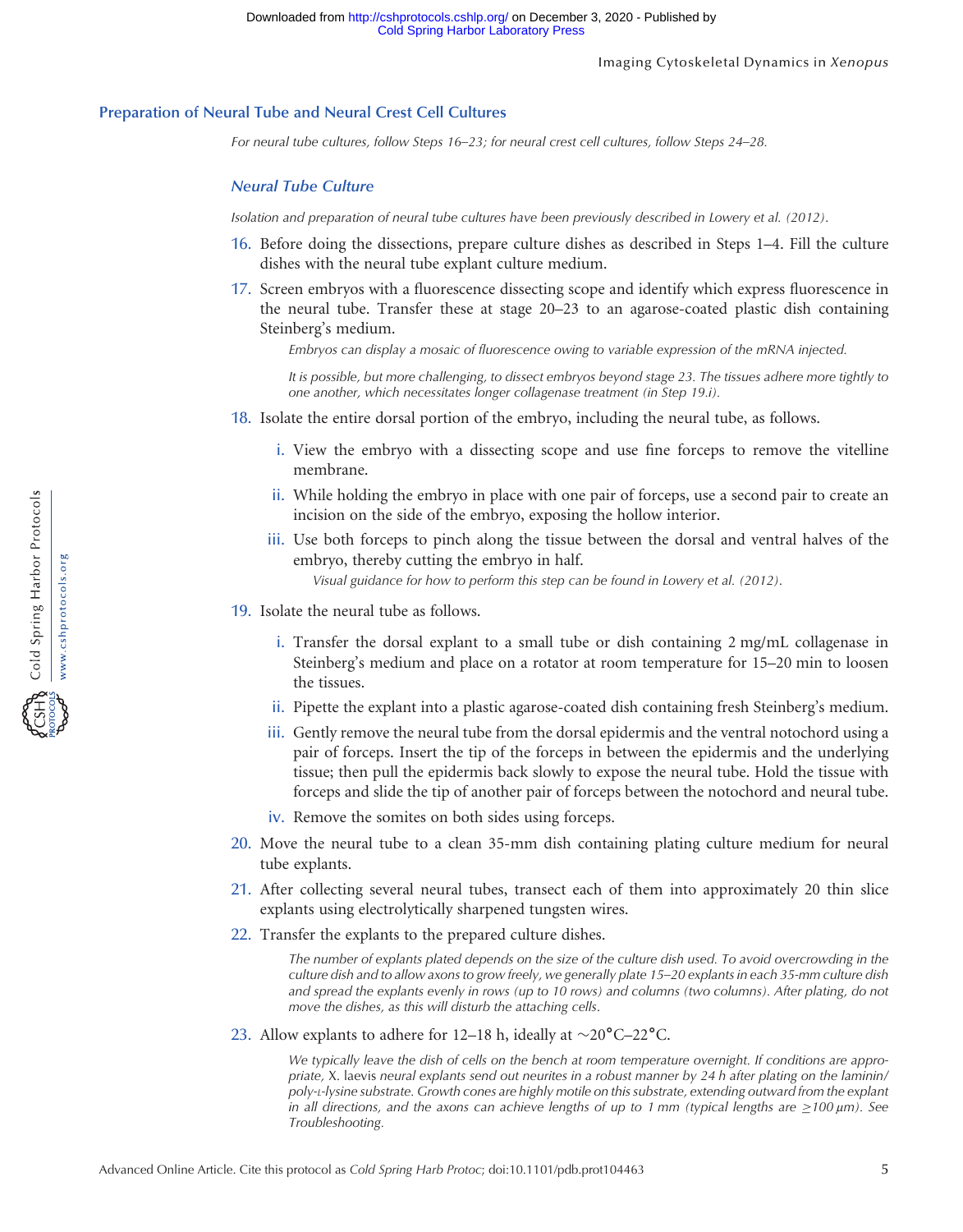## Preparation of Neural Tube and Neural Crest Cell Cultures

*For neural tube cultures, follow Steps 16–23; for neural crest cell cultures, follow Steps 24–28.*

### Neural Tube Culture

*Isolation and preparation of neural tube cultures have been previously described in Lowery et al. (2012).*

16. Before doing the dissections, prepare culture dishes as described in Steps 1–4. Fill the culture dishes with the neural tube explant culture medium.
17. Screen embryos with a fluorescence dissecting scope and identify which express fluorescence in the neural tube. Transfer these at stage 20–23 to an agarose-coated plastic dish containing Steinberg's medium.

    *Embryos can display a mosaic of fluorescence owing to variable expression of the mRNA injected.*

    *It is possible, but more challenging, to dissect embryos beyond stage 23. The tissues adhere more tightly to one another, which necessitates longer collagenase treatment (in Step 19.i).*

18. Isolate the entire dorsal portion of the embryo, including the neural tube, as follows.
    1. View the embryo with a dissecting scope and use fine forceps to remove the vitelline membrane.
    2. While holding the embryo in place with one pair of forceps, use a second pair to create an incision on the side of the embryo, exposing the hollow interior.
    3. Use both forceps to pinch along the tissue between the dorsal and ventral halves of the embryo, thereby cutting the embryo in half.

       *Visual guidance for how to perform this step can be found in Lowery et al. (2012).*

19. Isolate the neural tube as follows.
    1. Transfer the dorsal explant to a small tube or dish containing 2 mg/mL collagenase in Steinberg's medium and place on a rotator at room temperature for 15–20 min to loosen the tissues.
    2. Pipette the explant into a plastic agarose-coated dish containing fresh Steinberg's medium.
    3. Gently remove the neural tube from the dorsal epidermis and the ventral notochord using a pair of forceps. Insert the tip of the forceps in between the epidermis and the underlying tissue; then pull the epidermis back slowly to expose the neural tube. Hold the tissue with forceps and slide the tip of another pair of forceps between the notochord and neural tube.
    4. Remove the somites on both sides using forceps.
20. Move the neural tube to a clean 35-mm dish containing plating culture medium for neural tube explants.
21. After collecting several neural tubes, transect each of them into approximately 20 thin slice explants using electrolytically sharpened tungsten wires.
22. Transfer the explants to the prepared culture dishes.

    *The number of explants plated depends on the size of the culture dish used. To avoid overcrowding in the culture dish and to allow axons to grow freely, we generally plate 15–20 explants in each 35-mm culture dish and spread the explants evenly in rows (up to 10 rows) and columns (two columns). After plating, do not move the dishes, as this will disturb the attaching cells.*

23. Allow explants to adhere for 12–18 h, ideally at ~20°C–22°C.

    *We typically leave the dish of cells on the bench at room temperature overnight. If conditions are appropriate,* X. laevis *neural explants send out neurites in a robust manner by 24 h after plating on the laminin/poly-L-lysine substrate. Growth cones are highly motile on this substrate, extending outward from the explant in all directions, and the axons can achieve lengths of up to 1 mm (typical lengths are ≥100 µm). See Troubleshooting.*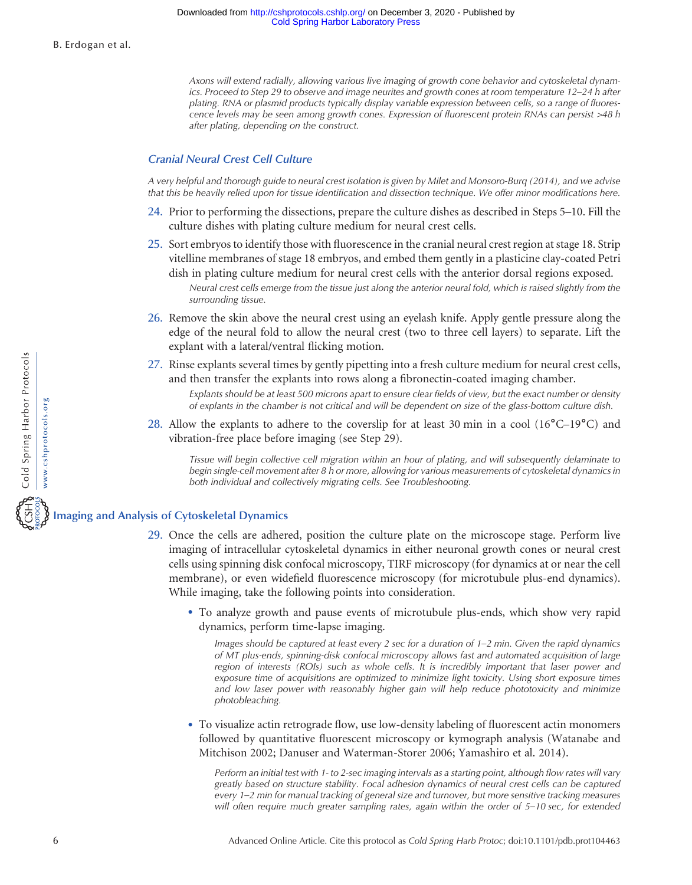*Axons will extend radially, allowing various live imaging of growth cone behavior and cytoskeletal dynamics. Proceed to Step 29 to observe and image neurites and growth cones at room temperature 12–24 h after plating. RNA or plasmid products typically display variable expression between cells, so a range of fluorescence levels may be seen among growth cones. Expression of fluorescent protein RNAs can persist >48 h after plating, depending on the construct.*

### Cranial Neural Crest Cell Culture

*A very helpful and thorough guide to neural crest isolation is given by Milet and Monsoro-Burq (2014), and we advise that this be heavily relied upon for tissue identification and dissection technique. We offer minor modifications here.*

24. Prior to performing the dissections, prepare the culture dishes as described in Steps 5–10. Fill the culture dishes with plating culture medium for neural crest cells.
25. Sort embryos to identify those with fluorescence in the cranial neural crest region at stage 18. Strip vitelline membranes of stage 18 embryos, and embed them gently in a plasticine clay-coated Petri dish in plating culture medium for neural crest cells with the anterior dorsal regions exposed.

    *Neural crest cells emerge from the tissue just along the anterior neural fold, which is raised slightly from the surrounding tissue.*

26. Remove the skin above the neural crest using an eyelash knife. Apply gentle pressure along the edge of the neural fold to allow the neural crest (two to three cell layers) to separate. Lift the explant with a lateral/ventral flicking motion.
27. Rinse explants several times by gently pipetting into a fresh culture medium for neural crest cells, and then transfer the explants into rows along a fibronectin-coated imaging chamber.

    *Explants should be at least 500 microns apart to ensure clear fields of view, but the exact number or density of explants in the chamber is not critical and will be dependent on size of the glass-bottom culture dish.*

28. Allow the explants to adhere to the coverslip for at least 30 min in a cool (16°C–19°C) and vibration-free place before imaging (see Step 29).

    *Tissue will begin collective cell migration within an hour of plating, and will subsequently delaminate to begin single-cell movement after 8 h or more, allowing for various measurements of cytoskeletal dynamics in both individual and collectively migrating cells. See Troubleshooting.*

## Imaging and Analysis of Cytoskeletal Dynamics

29. Once the cells are adhered, position the culture plate on the microscope stage. Perform live imaging of intracellular cytoskeletal dynamics in either neuronal growth cones or neural crest cells using spinning disk confocal microscopy, TIRF microscopy (for dynamics at or near the cell membrane), or even widefield fluorescence microscopy (for microtubule plus-end dynamics). While imaging, take the following points into consideration.

    - To analyze growth and pause events of microtubule plus-ends, which show very rapid dynamics, perform time-lapse imaging.

      *Images should be captured at least every 2 sec for a duration of 1–2 min. Given the rapid dynamics of MT plus-ends, spinning-disk confocal microscopy allows fast and automated acquisition of large region of interests (ROIs) such as whole cells. It is incredibly important that laser power and exposure time of acquisitions are optimized to minimize light toxicity. Using short exposure times and low laser power with reasonably higher gain will help reduce phototoxicity and minimize photobleaching.*

    - To visualize actin retrograde flow, use low-density labeling of fluorescent actin monomers followed by quantitative fluorescent microscopy or kymograph analysis (Watanabe and Mitchison 2002; Danuser and Waterman-Storer 2006; Yamashiro et al. 2014).

      *Perform an initial test with 1- to 2-sec imaging intervals as a starting point, although flow rates will vary greatly based on structure stability. Focal adhesion dynamics of neural crest cells can be captured every 1–2 min for manual tracking of general size and turnover, but more sensitive tracking measures will often require much greater sampling rates, again within the order of 5–10 sec, for extended*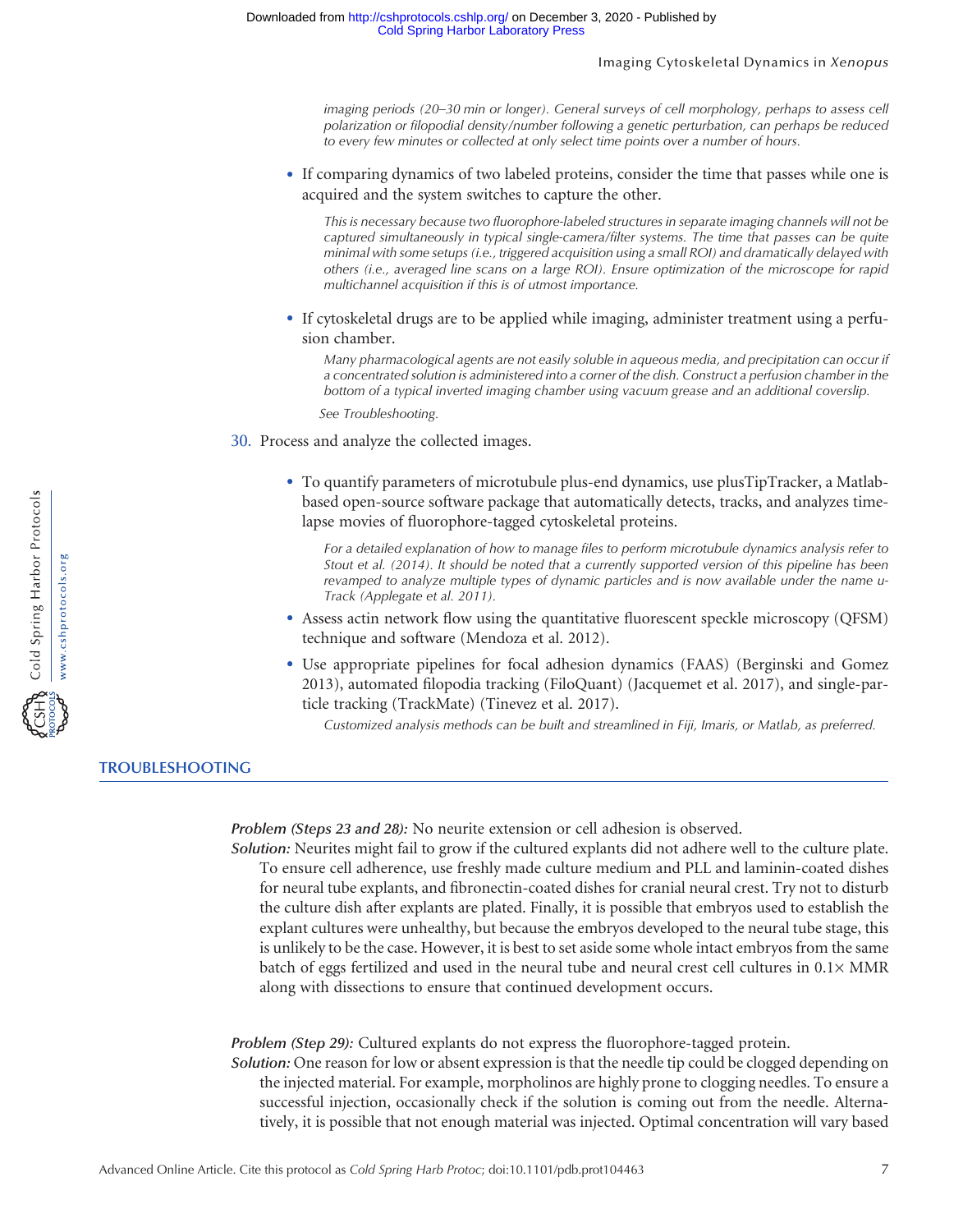*imaging periods (20–30 min or longer). General surveys of cell morphology, perhaps to assess cell polarization or filopodial density/number following a genetic perturbation, can perhaps be reduced to every few minutes or collected at only select time points over a number of hours.*

- If comparing dynamics of two labeled proteins, consider the time that passes while one is acquired and the system switches to capture the other.

  *This is necessary because two fluorophore-labeled structures in separate imaging channels will not be captured simultaneously in typical single-camera/filter systems. The time that passes can be quite minimal with some setups (i.e., triggered acquisition using a small ROI) and dramatically delayed with others (i.e., averaged line scans on a large ROI). Ensure optimization of the microscope for rapid multichannel acquisition if this is of utmost importance.*

- If cytoskeletal drugs are to be applied while imaging, administer treatment using a perfusion chamber.

  *Many pharmacological agents are not easily soluble in aqueous media, and precipitation can occur if a concentrated solution is administered into a corner of the dish. Construct a perfusion chamber in the bottom of a typical inverted imaging chamber using vacuum grease and an additional coverslip.*

  *See Troubleshooting.*

30. Process and analyze the collected images.

- To quantify parameters of microtubule plus-end dynamics, use plusTipTracker, a Matlab-based open-source software package that automatically detects, tracks, and analyzes time-lapse movies of fluorophore-tagged cytoskeletal proteins.

  *For a detailed explanation of how to manage files to perform microtubule dynamics analysis refer to Stout et al. (2014). It should be noted that a currently supported version of this pipeline has been revamped to analyze multiple types of dynamic particles and is now available under the name u-Track (Applegate et al. 2011).*

- Assess actin network flow using the quantitative fluorescent speckle microscopy (QFSM) technique and software (Mendoza et al. 2012).
- Use appropriate pipelines for focal adhesion dynamics (FAAS) (Berginski and Gomez 2013), automated filopodia tracking (FiloQuant) (Jacquemet et al. 2017), and single-particle tracking (TrackMate) (Tinevez et al. 2017).

  *Customized analysis methods can be built and streamlined in Fiji, Imaris, or Matlab, as preferred.*

## TROUBLESHOOTING

***Problem (Steps 23 and 28):*** No neurite extension or cell adhesion is observed.

***Solution:*** Neurites might fail to grow if the cultured explants did not adhere well to the culture plate. To ensure cell adherence, use freshly made culture medium and PLL and laminin-coated dishes for neural tube explants, and fibronectin-coated dishes for cranial neural crest. Try not to disturb the culture dish after explants are plated. Finally, it is possible that embryos used to establish the explant cultures were unhealthy, but because the embryos developed to the neural tube stage, this is unlikely to be the case. However, it is best to set aside some whole intact embryos from the same batch of eggs fertilized and used in the neural tube and neural crest cell cultures in 0.1× MMR along with dissections to ensure that continued development occurs.

***Problem (Step 29):*** Cultured explants do not express the fluorophore-tagged protein.

***Solution:*** One reason for low or absent expression is that the needle tip could be clogged depending on the injected material. For example, morpholinos are highly prone to clogging needles. To ensure a successful injection, occasionally check if the solution is coming out from the needle. Alternatively, it is possible that not enough material was injected. Optimal concentration will vary based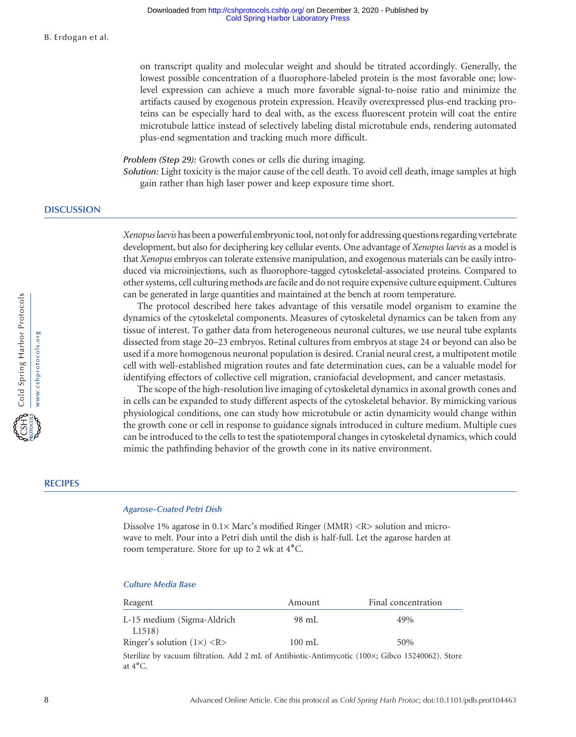on transcript quality and molecular weight and should be titrated accordingly. Generally, the lowest possible concentration of a fluorophore-labeled protein is the most favorable one; low-level expression can achieve a much more favorable signal-to-noise ratio and minimize the artifacts caused by exogenous protein expression. Heavily overexpressed plus-end tracking proteins can be especially hard to deal with, as the excess fluorescent protein will coat the entire microtubule lattice instead of selectively labeling distal microtubule ends, rendering automated plus-end segmentation and tracking much more difficult.

*Problem (Step 29):* Growth cones or cells die during imaging.

*Solution:* Light toxicity is the major cause of the cell death. To avoid cell death, image samples at high gain rather than high laser power and keep exposure time short.

## DISCUSSION

*Xenopus laevis* has been a powerful embryonic tool, not only for addressing questions regarding vertebrate development, but also for deciphering key cellular events. One advantage of *Xenopus laevis* as a model is that *Xenopus* embryos can tolerate extensive manipulation, and exogenous materials can be easily introduced via microinjections, such as fluorophore-tagged cytoskeletal-associated proteins. Compared to other systems, cell culturing methods are facile and do not require expensive culture equipment. Cultures can be generated in large quantities and maintained at the bench at room temperature.

The protocol described here takes advantage of this versatile model organism to examine the dynamics of the cytoskeletal components. Measures of cytoskeletal dynamics can be taken from any tissue of interest. To gather data from heterogeneous neuronal cultures, we use neural tube explants dissected from stage 20–23 embryos. Retinal cultures from embryos at stage 24 or beyond can also be used if a more homogenous neuronal population is desired. Cranial neural crest, a multipotent motile cell with well-established migration routes and fate determination cues, can be a valuable model for identifying effectors of collective cell migration, craniofacial development, and cancer metastasis.

The scope of the high-resolution live imaging of cytoskeletal dynamics in axonal growth cones and in cells can be expanded to study different aspects of the cytoskeletal behavior. By mimicking various physiological conditions, one can study how microtubule or actin dynamicity would change within the growth cone or cell in response to guidance signals introduced in culture medium. Multiple cues can be introduced to the cells to test the spatiotemporal changes in cytoskeletal dynamics, which could mimic the pathfinding behavior of the growth cone in its native environment.

## RECIPES

### *Agarose-Coated Petri Dish*

Dissolve 1% agarose in 0.1× Marc's modified Ringer (MMR) <R> solution and microwave to melt. Pour into a Petri dish until the dish is half-full. Let the agarose harden at room temperature. Store for up to 2 wk at 4°C.

### *Culture Media Base*

| Reagent | Amount | Final concentration |
|---|---|---|
| L-15 medium (Sigma-Aldrich L1518) | 98 mL | 49% |
| Ringer's solution (1×) <R> | 100 mL | 50% |

Sterilize by vacuum filtration. Add 2 mL of Antibiotic-Antimycotic (100×; Gibco 15240062). Store at 4°C.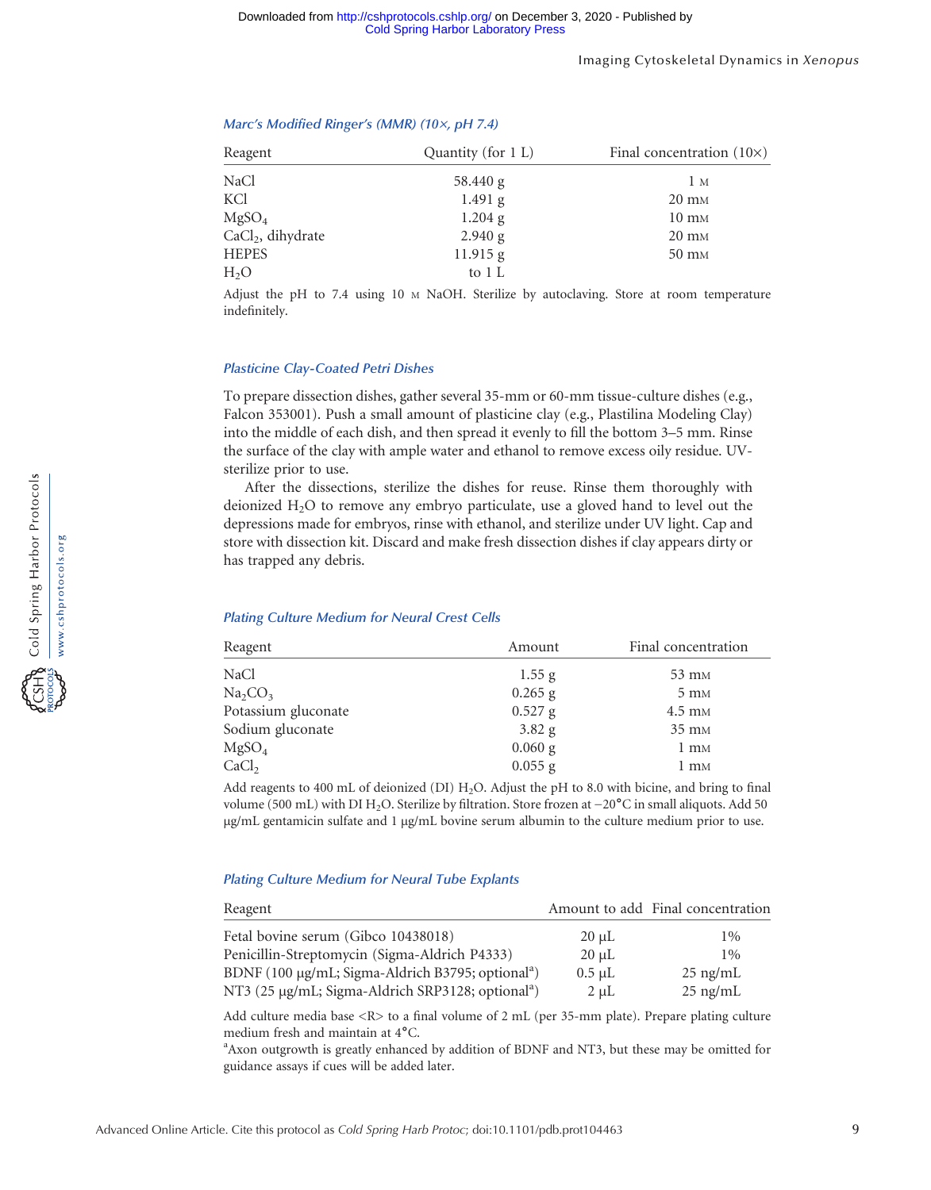### *Marc's Modified Ringer's (MMR) (10×, pH 7.4)*

| Reagent | Quantity (for 1 L) | Final concentration (10×) |
|---|---|---|
| NaCl | 58.440 g | 1 M |
| KCl | 1.491 g | 20 mM |
| $MgSO_4$ | 1.204 g | 10 mM |
| $CaCl_2$, dihydrate | 2.940 g | 20 mM |
| HEPES | 11.915 g | 50 mM |
| $H_2O$ | to 1 L | |

Adjust the pH to 7.4 using 10 M NaOH. Sterilize by autoclaving. Store at room temperature indefinitely.

### *Plasticine Clay-Coated Petri Dishes*

To prepare dissection dishes, gather several 35-mm or 60-mm tissue-culture dishes (e.g., Falcon 353001). Push a small amount of plasticine clay (e.g., Plastilina Modeling Clay) into the middle of each dish, and then spread it evenly to fill the bottom 3–5 mm. Rinse the surface of the clay with ample water and ethanol to remove excess oily residue. UV-sterilize prior to use.

After the dissections, sterilize the dishes for reuse. Rinse them thoroughly with deionized $H_2O$ to remove any embryo particulate, use a gloved hand to level out the depressions made for embryos, rinse with ethanol, and sterilize under UV light. Cap and store with dissection kit. Discard and make fresh dissection dishes if clay appears dirty or has trapped any debris.

### *Plating Culture Medium for Neural Crest Cells*

| Reagent | Amount | Final concentration |
|---|---|---|
| NaCl | 1.55 g | 53 mM |
| $Na_2CO_3$ | 0.265 g | 5 mM |
| Potassium gluconate | 0.527 g | 4.5 mM |
| Sodium gluconate | 3.82 g | 35 mM |
| $MgSO_4$ | 0.060 g | 1 mM |
| $CaCl_2$ | 0.055 g | 1 mM |

Add reagents to 400 mL of deionized (DI) $H_2O$. Adjust the pH to 8.0 with bicine, and bring to final volume (500 mL) with DI $H_2O$. Sterilize by filtration. Store frozen at −20°C in small aliquots. Add 50 µg/mL gentamicin sulfate and 1 µg/mL bovine serum albumin to the culture medium prior to use.

### *Plating Culture Medium for Neural Tube Explants*

| Reagent | Amount to add | Final concentration |
|---|---|---|
| Fetal bovine serum (Gibco 10438018) | 20 µL | 1% |
| Penicillin-Streptomycin (Sigma-Aldrich P4333) | 20 µL | 1% |
| BDNF (100 µg/mL; Sigma-Aldrich B3795; optional[a]) | 0.5 µL | 25 ng/mL |
| NT3 (25 µg/mL; Sigma-Aldrich SRP3128; optional[a]) | 2 µL | 25 ng/mL |

Add culture media base <R> to a final volume of 2 mL (per 35-mm plate). Prepare plating culture medium fresh and maintain at 4°C.

[a]Axon outgrowth is greatly enhanced by addition of BDNF and NT3, but these may be omitted for guidance assays if cues will be added later.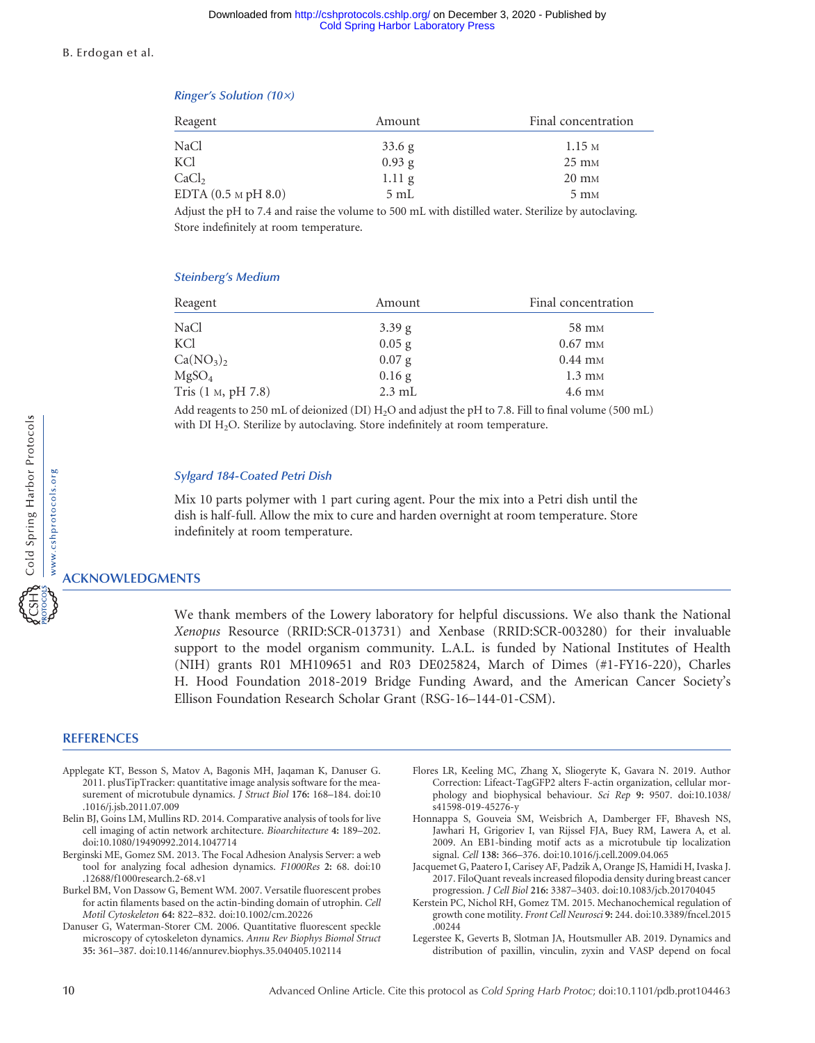### *Ringer's Solution (10×)*

| Reagent | Amount | Final concentration |
|---|---|---|
| NaCl | 33.6 g | 1.15 M |
| KCl | 0.93 g | 25 mM |
| $CaCl_2$ | 1.11 g | 20 mM |
| EDTA (0.5 M pH 8.0) | 5 mL | 5 mM |

Adjust the pH to 7.4 and raise the volume to 500 mL with distilled water. Sterilize by autoclaving. Store indefinitely at room temperature.

### *Steinberg's Medium*

| Reagent | Amount | Final concentration |
|---|---|---|
| NaCl | 3.39 g | 58 mM |
| KCl | 0.05 g | 0.67 mM |
| $Ca(NO_3)_2$ | 0.07 g | 0.44 mM |
| $MgSO_4$ | 0.16 g | 1.3 mM |
| Tris (1 M, pH 7.8) | 2.3 mL | 4.6 mM |

Add reagents to 250 mL of deionized (DI) $H_2O$ and adjust the pH to 7.8. Fill to final volume (500 mL) with DI $H_2O$. Sterilize by autoclaving. Store indefinitely at room temperature.

### *Sylgard 184-Coated Petri Dish*

Mix 10 parts polymer with 1 part curing agent. Pour the mix into a Petri dish until the dish is half-full. Allow the mix to cure and harden overnight at room temperature. Store indefinitely at room temperature.

## ACKNOWLEDGMENTS

We thank members of the Lowery laboratory for helpful discussions. We also thank the National *Xenopus* Resource (RRID:SCR-013731) and Xenbase (RRID:SCR-003280) for their invaluable support to the model organism community. L.A.L. is funded by National Institutes of Health (NIH) grants R01 MH109651 and R03 DE025824, March of Dimes (#1-FY16-220), Charles H. Hood Foundation 2018-2019 Bridge Funding Award, and the American Cancer Society's Ellison Foundation Research Scholar Grant (RSG-16–144-01-CSM).

## REFERENCES

Applegate KT, Besson S, Matov A, Bagonis MH, Jaqaman K, Danuser G. 2011. plusTipTracker: quantitative image analysis software for the measurement of microtubule dynamics. *J Struct Biol* **176:** 168–184. doi:10.1016/j.jsb.2011.07.009

Belin BJ, Goins LM, Mullins RD. 2014. Comparative analysis of tools for live cell imaging of actin network architecture. *Bioarchitecture* **4:** 189–202. doi:10.1080/19490992.2014.1047714

Berginski ME, Gomez SM. 2013. The Focal Adhesion Analysis Server: a web tool for analyzing focal adhesion dynamics. *F1000Res* **2:** 68. doi:10.12688/f1000research.2-68.v1

Burkel BM, Von Dassow G, Bement WM. 2007. Versatile fluorescent probes for actin filaments based on the actin-binding domain of utrophin. *Cell Motil Cytoskeleton* **64:** 822–832. doi:10.1002/cm.20226

Danuser G, Waterman-Storer CM. 2006. Quantitative fluorescent speckle microscopy of cytoskeleton dynamics. *Annu Rev Biophys Biomol Struct* **35:** 361–387. doi:10.1146/annurev.biophys.35.040405.102114

Flores LR, Keeling MC, Zhang X, Sliogeryte K, Gavara N. 2019. Author Correction: Lifeact-TagGFP2 alters F-actin organization, cellular morphology and biophysical behaviour. *Sci Rep* **9:** 9507. doi:10.1038/s41598-019-45276-y

Honnappa S, Gouveia SM, Weisbrich A, Damberger FF, Bhavesh NS, Jawhari H, Grigoriev I, van Rijssel FJA, Buey RM, Lawera A, et al. 2009. An EB1-binding motif acts as a microtubule tip localization signal. *Cell* **138:** 366–376. doi:10.1016/j.cell.2009.04.065

Jacquemet G, Paatero I, Carisey AF, Padzik A, Orange JS, Hamidi H, Ivaska J. 2017. FiloQuant reveals increased filopodia density during breast cancer progression. *J Cell Biol* **216:** 3387–3403. doi:10.1083/jcb.201704045

Kerstein PC, Nichol RH, Gomez TM. 2015. Mechanochemical regulation of growth cone motility. *Front Cell Neurosci* **9:** 244. doi:10.3389/fncel.2015.00244

Legerstee K, Geverts B, Slotman JA, Houtsmuller AB. 2019. Dynamics and distribution of paxillin, vinculin, zyxin and VASP depend on focal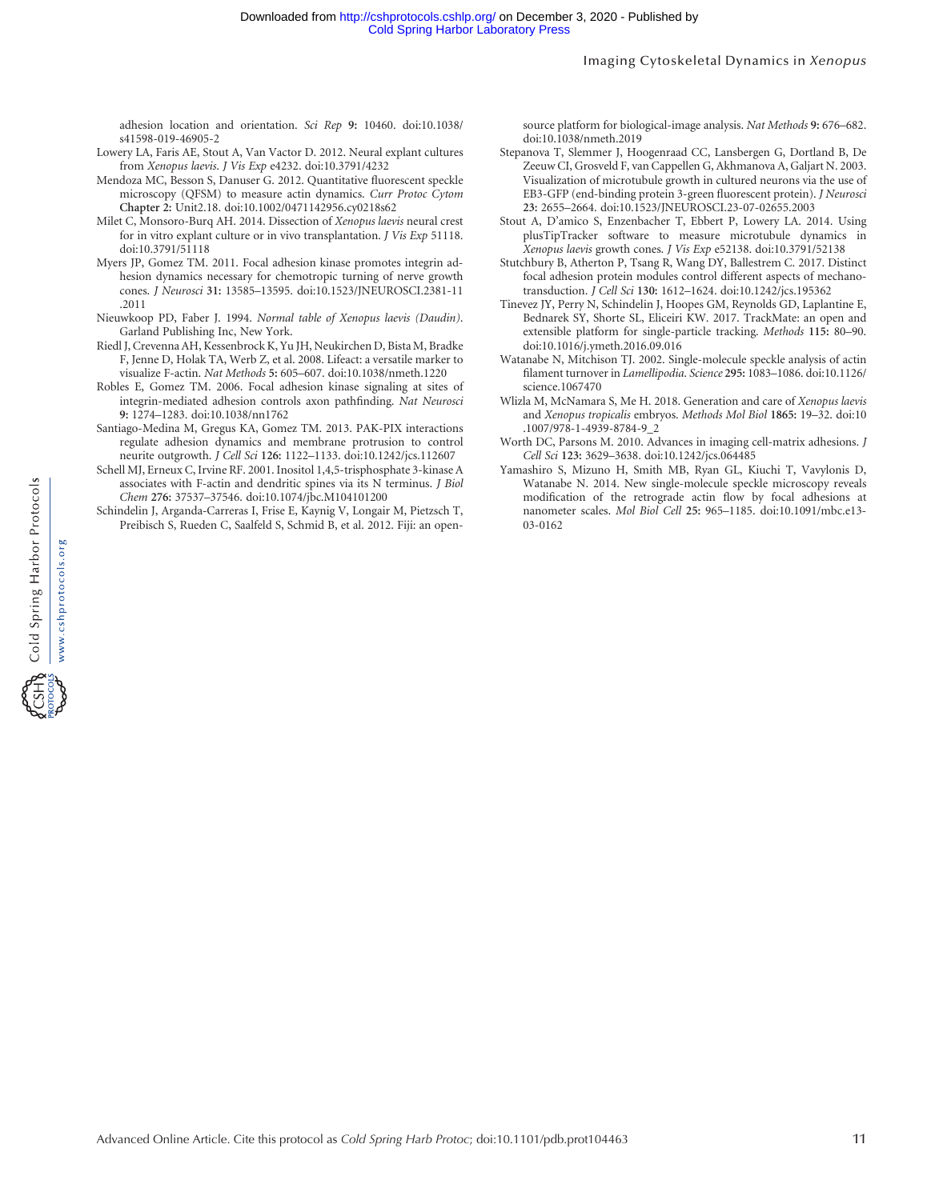adhesion location and orientation. *Sci Rep* **9:** 10460. doi:10.1038/s41598-019-46905-2

Lowery LA, Faris AE, Stout A, Van Vactor D. 2012. Neural explant cultures from *Xenopus laevis*. *J Vis Exp* e4232. doi:10.3791/4232

Mendoza MC, Besson S, Danuser G. 2012. Quantitative fluorescent speckle microscopy (QFSM) to measure actin dynamics. *Curr Protoc Cytom* **Chapter 2:** Unit2.18. doi:10.1002/0471142956.cy0218s62

Milet C, Monsoro-Burq AH. 2014. Dissection of *Xenopus laevis* neural crest for in vitro explant culture or in vivo transplantation. *J Vis Exp* 51118. doi:10.3791/51118

Myers JP, Gomez TM. 2011. Focal adhesion kinase promotes integrin adhesion dynamics necessary for chemotropic turning of nerve growth cones. *J Neurosci* **31:** 13585–13595. doi:10.1523/JNEUROSCI.2381-11.2011

Nieuwkoop PD, Faber J. 1994. *Normal table of Xenopus laevis (Daudin)*. Garland Publishing Inc, New York.

Riedl J, Crevenna AH, Kessenbrock K, Yu JH, Neukirchen D, Bista M, Bradke F, Jenne D, Holak TA, Werb Z, et al. 2008. Lifeact: a versatile marker to visualize F-actin. *Nat Methods* **5:** 605–607. doi:10.1038/nmeth.1220

Robles E, Gomez TM. 2006. Focal adhesion kinase signaling at sites of integrin-mediated adhesion controls axon pathfinding. *Nat Neurosci* **9:** 1274–1283. doi:10.1038/nn1762

Santiago-Medina M, Gregus KA, Gomez TM. 2013. PAK-PIX interactions regulate adhesion dynamics and membrane protrusion to control neurite outgrowth. *J Cell Sci* **126:** 1122–1133. doi:10.1242/jcs.112607

Schell MJ, Erneux C, Irvine RF. 2001. Inositol 1,4,5-trisphosphate 3-kinase A associates with F-actin and dendritic spines via its N terminus. *J Biol Chem* **276:** 37537–37546. doi:10.1074/jbc.M104101200

Schindelin J, Arganda-Carreras I, Frise E, Kaynig V, Longair M, Pietzsch T, Preibisch S, Rueden C, Saalfeld S, Schmid B, et al. 2012. Fiji: an open-source platform for biological-image analysis. *Nat Methods* **9:** 676–682. doi:10.1038/nmeth.2019

Stepanova T, Slemmer J, Hoogenraad CC, Lansbergen G, Dortland B, De Zeeuw CI, Grosveld F, van Cappellen G, Akhmanova A, Galjart N. 2003. Visualization of microtubule growth in cultured neurons via the use of EB3-GFP (end-binding protein 3-green fluorescent protein). *J Neurosci* **23:** 2655–2664. doi:10.1523/JNEUROSCI.23-07-02655.2003

Stout A, D'amico S, Enzenbacher T, Ebbert P, Lowery LA. 2014. Using plusTipTracker software to measure microtubule dynamics in *Xenopus laevis* growth cones. *J Vis Exp* e52138. doi:10.3791/52138

Stutchbury B, Atherton P, Tsang R, Wang DY, Ballestrem C. 2017. Distinct focal adhesion protein modules control different aspects of mechanotransduction. *J Cell Sci* **130:** 1612–1624. doi:10.1242/jcs.195362

Tinevez JY, Perry N, Schindelin J, Hoopes GM, Reynolds GD, Laplantine E, Bednarek SY, Shorte SL, Eliceiri KW. 2017. TrackMate: an open and extensible platform for single-particle tracking. *Methods* **115:** 80–90. doi:10.1016/j.ymeth.2016.09.016

Watanabe N, Mitchison TJ. 2002. Single-molecule speckle analysis of actin filament turnover in *Lamellipodia*. *Science* **295:** 1083–1086. doi:10.1126/science.1067470

Wlizla M, McNamara S, Me H. 2018. Generation and care of *Xenopus laevis* and *Xenopus tropicalis* embryos. *Methods Mol Biol* **1865:** 19–32. doi:10.1007/978-1-4939-8784-9_2

Worth DC, Parsons M. 2010. Advances in imaging cell-matrix adhesions. *J Cell Sci* **123:** 3629–3638. doi:10.1242/jcs.064485

Yamashiro S, Mizuno H, Smith MB, Ryan GL, Kiuchi T, Vavylonis D, Watanabe N. 2014. New single-molecule speckle microscopy reveals modification of the retrograde actin flow by focal adhesions at nanometer scales. *Mol Biol Cell* **25:** 965–1185. doi:10.1091/mbc.e13-03-0162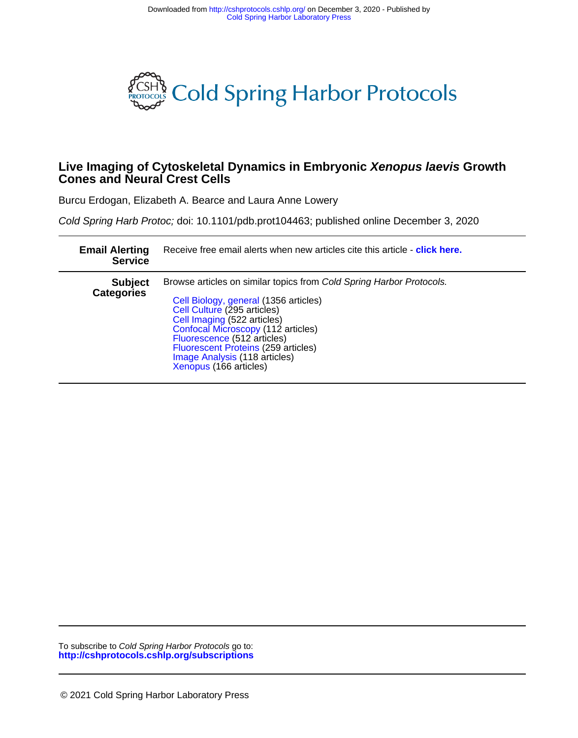Downloaded from http://cshprotocols.cshlp.org/ on December 3, 2020 - Published by Cold Spring Harbor Laboratory Press

# Cold Spring Harbor Protocols

## Live Imaging of Cytoskeletal Dynamics in Embryonic *Xenopus laevis* Growth Cones and Neural Crest Cells

Burcu Erdogan, Elizabeth A. Bearce and Laura Anne Lowery

*Cold Spring Harb Protoc;* doi: 10.1101/pdb.prot104463; published online December 3, 2020

| | |
|---|---|
| **Email Alerting Service** | Receive free email alerts when new articles cite this article - **click here.** |
| **Subject Categories** | Browse articles on similar topics from *Cold Spring Harbor Protocols.* <br> Cell Biology, general (1356 articles) <br> Cell Culture (295 articles) <br> Cell Imaging (522 articles) <br> Confocal Microscopy (112 articles) <br> Fluorescence (512 articles) <br> Fluorescent Proteins (259 articles) <br> Image Analysis (118 articles) <br> Xenopus (166 articles) |

To subscribe to *Cold Spring Harbor Protocols* go to:
**http://cshprotocols.cshlp.org/subscriptions**

© 2021 Cold Spring Harbor Laboratory Press